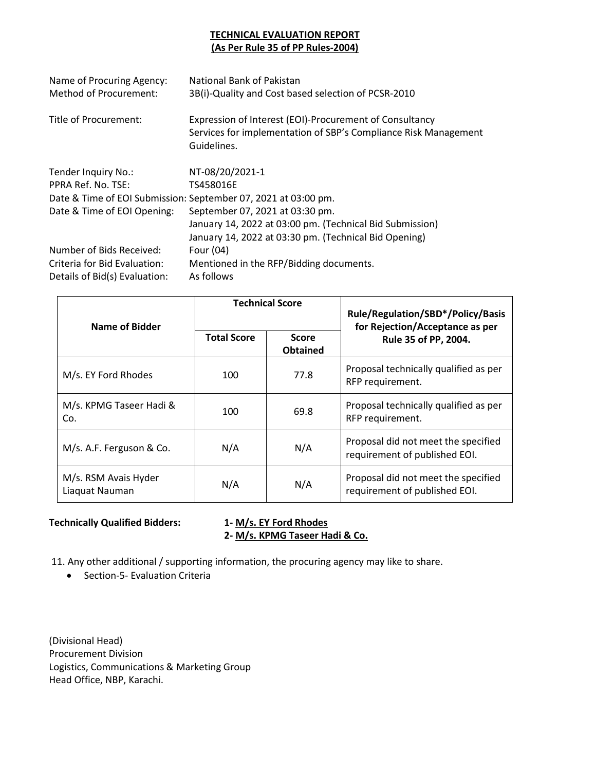# TECHNICAL EVALUATION REPORT
## (As Per Rule 35 of PP Rules-2004)

| | |
|---|---|
| Name of Procuring Agency: | National Bank of Pakistan |
| Method of Procurement: | 3B(i)-Quality and Cost based selection of PCSR-2010 |
| Title of Procurement: | Expression of Interest (EOI)-Procurement of Consultancy Services for implementation of SBP's Compliance Risk Management Guidelines. |
| Tender Inquiry No.: | NT-08/20/2021-1 |
| PPRA Ref. No. TSE: | TS458016E |
| Date & Time of EOI Submission: | September 07, 2021 at 03:00 pm. |
| Date & Time of EOI Opening: | September 07, 2021 at 03:30 pm.<br>January 14, 2022 at 03:00 pm. (Technical Bid Submission)<br>January 14, 2022 at 03:30 pm. (Technical Bid Opening) |
| Number of Bids Received: | Four (04) |
| Criteria for Bid Evaluation: | Mentioned in the RFP/Bidding documents. |
| Details of Bid(s) Evaluation: | As follows |

| Name of Bidder | Technical Score | | Rule/Regulation/SBD*/Policy/Basis for Rejection/Acceptance as per Rule 35 of PP, 2004. |
|---|---|---|---|
| | Total Score | Score Obtained | |
| M/s. EY Ford Rhodes | 100 | 77.8 | Proposal technically qualified as per RFP requirement. |
| M/s. KPMG Taseer Hadi & Co. | 100 | 69.8 | Proposal technically qualified as per RFP requirement. |
| M/s. A.F. Ferguson & Co. | N/A | N/A | Proposal did not meet the specified requirement of published EOI. |
| M/s. RSM Avais Hyder Liaquat Nauman | N/A | N/A | Proposal did not meet the specified requirement of published EOI. |

**Technically Qualified Bidders:**

**1- M/s. EY Ford Rhodes**

**2- M/s. KPMG Taseer Hadi & Co.**

11. Any other additional / supporting information, the procuring agency may like to share.

- Section-5- Evaluation Criteria

(Divisional Head)
Procurement Division
Logistics, Communications & Marketing Group
Head Office, NBP, Karachi.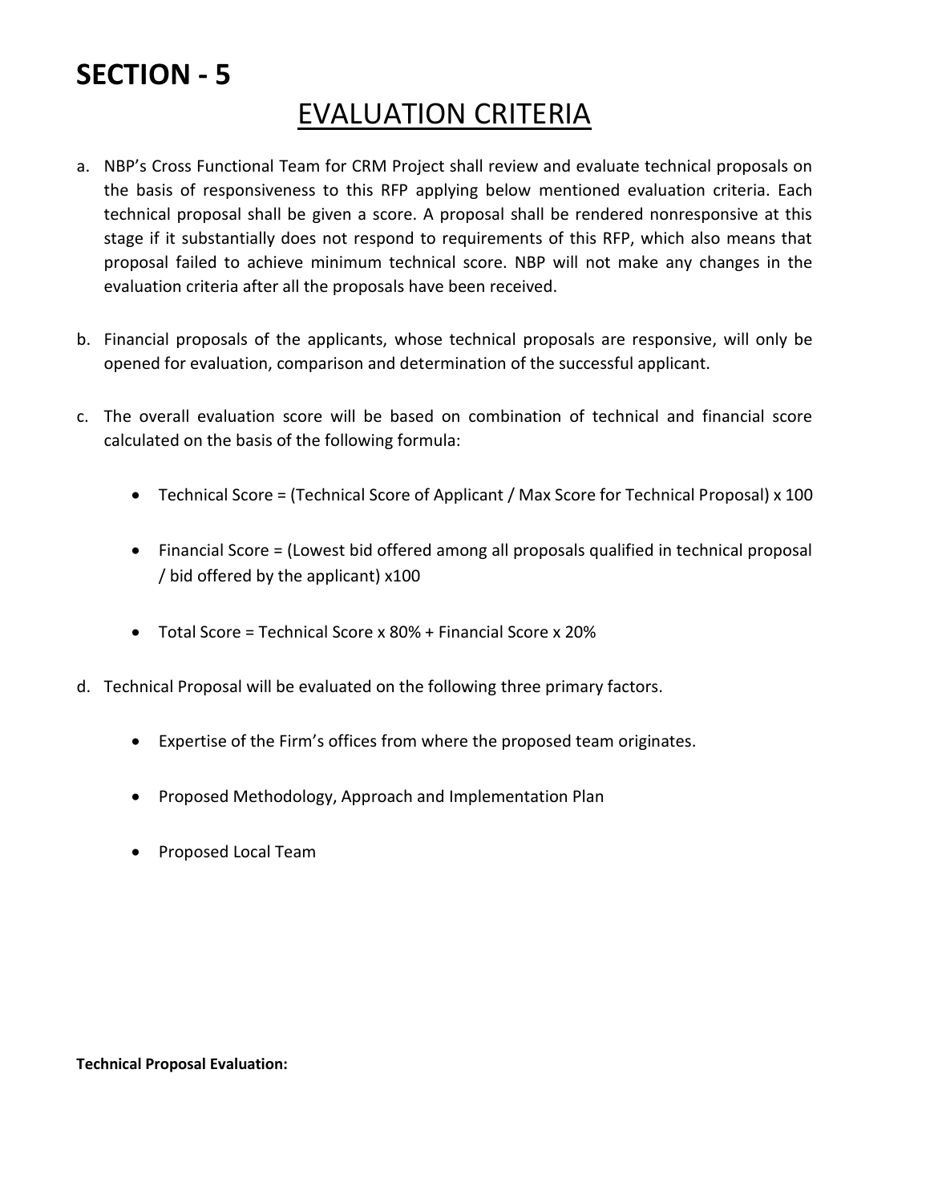# SECTION - 5

## EVALUATION CRITERIA

a. NBP's Cross Functional Team for CRM Project shall review and evaluate technical proposals on the basis of responsiveness to this RFP applying below mentioned evaluation criteria. Each technical proposal shall be given a score. A proposal shall be rendered nonresponsive at this stage if it substantially does not respond to requirements of this RFP, which also means that proposal failed to achieve minimum technical score. NBP will not make any changes in the evaluation criteria after all the proposals have been received.

b. Financial proposals of the applicants, whose technical proposals are responsive, will only be opened for evaluation, comparison and determination of the successful applicant.

c. The overall evaluation score will be based on combination of technical and financial score calculated on the basis of the following formula:

   - Technical Score = (Technical Score of Applicant / Max Score for Technical Proposal) x 100

   - Financial Score = (Lowest bid offered among all proposals qualified in technical proposal / bid offered by the applicant) x100

   - Total Score = Technical Score x 80% + Financial Score x 20%

d. Technical Proposal will be evaluated on the following three primary factors.

   - Expertise of the Firm's offices from where the proposed team originates.

   - Proposed Methodology, Approach and Implementation Plan

   - Proposed Local Team

**Technical Proposal Evaluation:**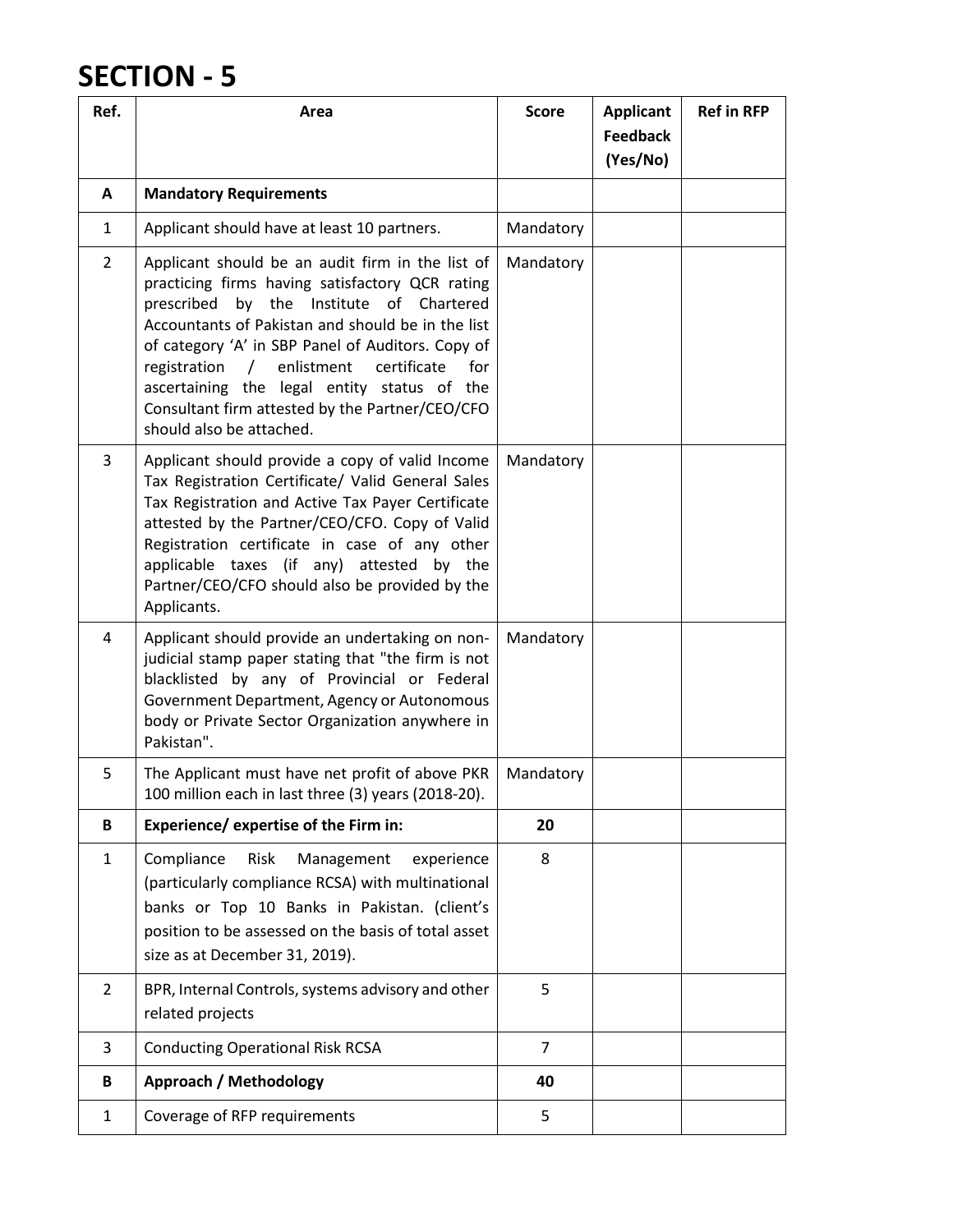# SECTION - 5

| Ref. | Area | Score | Applicant Feedback (Yes/No) | Ref in RFP |
|---|---|---|---|---|
| **A** | **Mandatory Requirements** | | | |
| 1 | Applicant should have at least 10 partners. | Mandatory | | |
| 2 | Applicant should be an audit firm in the list of practicing firms having satisfactory QCR rating prescribed by the Institute of Chartered Accountants of Pakistan and should be in the list of category 'A' in SBP Panel of Auditors. Copy of registration / enlistment certificate for ascertaining the legal entity status of the Consultant firm attested by the Partner/CEO/CFO should also be attached. | Mandatory | | |
| 3 | Applicant should provide a copy of valid Income Tax Registration Certificate/ Valid General Sales Tax Registration and Active Tax Payer Certificate attested by the Partner/CEO/CFO. Copy of Valid Registration certificate in case of any other applicable taxes (if any) attested by the Partner/CEO/CFO should also be provided by the Applicants. | Mandatory | | |
| 4 | Applicant should provide an undertaking on non-judicial stamp paper stating that "the firm is not blacklisted by any of Provincial or Federal Government Department, Agency or Autonomous body or Private Sector Organization anywhere in Pakistan". | Mandatory | | |
| 5 | The Applicant must have net profit of above PKR 100 million each in last three (3) years (2018-20). | Mandatory | | |
| **B** | **Experience/ expertise of the Firm in:** | **20** | | |
| 1 | Compliance Risk Management experience (particularly compliance RCSA) with multinational banks or Top 10 Banks in Pakistan. (client's position to be assessed on the basis of total asset size as at December 31, 2019). | 8 | | |
| 2 | BPR, Internal Controls, systems advisory and other related projects | 5 | | |
| 3 | Conducting Operational Risk RCSA | 7 | | |
| **B** | **Approach / Methodology** | **40** | | |
| 1 | Coverage of RFP requirements | 5 | | |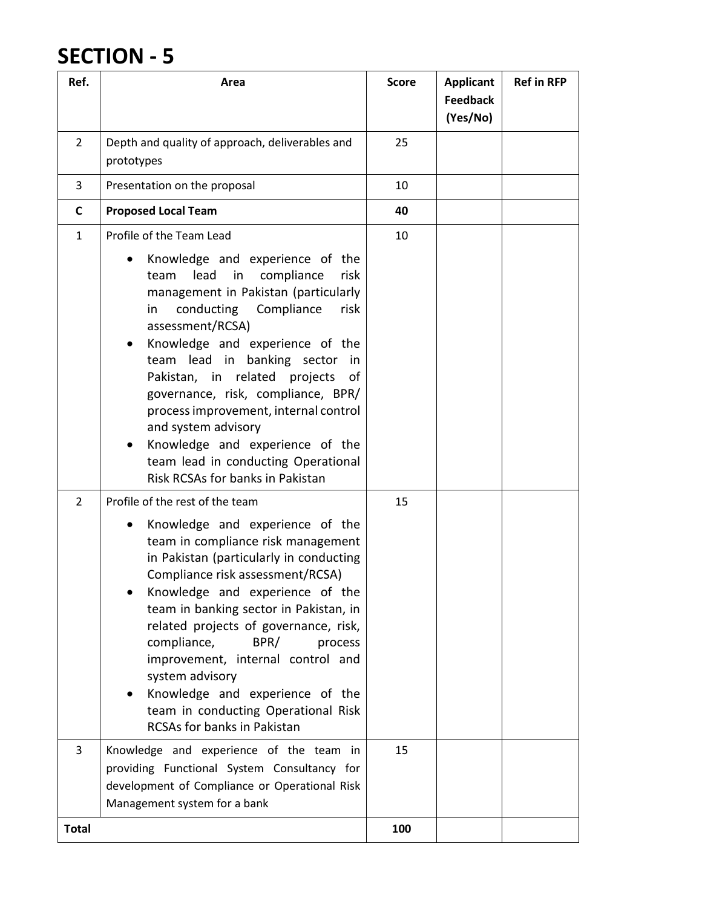# SECTION - 5

| Ref. | Area | Score | Applicant Feedback (Yes/No) | Ref in RFP |
|---|---|---|---|---|
| 2 | Depth and quality of approach, deliverables and prototypes | 25 | | |
| 3 | Presentation on the proposal | 10 | | |
| **C** | **Proposed Local Team** | **40** | | |
| 1 | Profile of the Team Lead<br>• Knowledge and experience of the team lead in compliance risk management in Pakistan (particularly in conducting Compliance risk assessment/RCSA)<br>• Knowledge and experience of the team lead in banking sector in Pakistan, in related projects of governance, risk, compliance, BPR/ process improvement, internal control and system advisory<br>• Knowledge and experience of the team lead in conducting Operational Risk RCSAs for banks in Pakistan | 10 | | |
| 2 | Profile of the rest of the team<br>• Knowledge and experience of the team in compliance risk management in Pakistan (particularly in conducting Compliance risk assessment/RCSA)<br>• Knowledge and experience of the team in banking sector in Pakistan, in related projects of governance, risk, compliance, BPR/ process improvement, internal control and system advisory<br>• Knowledge and experience of the team in conducting Operational Risk RCSAs for banks in Pakistan | 15 | | |
| 3 | Knowledge and experience of the team in providing Functional System Consultancy for development of Compliance or Operational Risk Management system for a bank | 15 | | |
| **Total** | | **100** | | |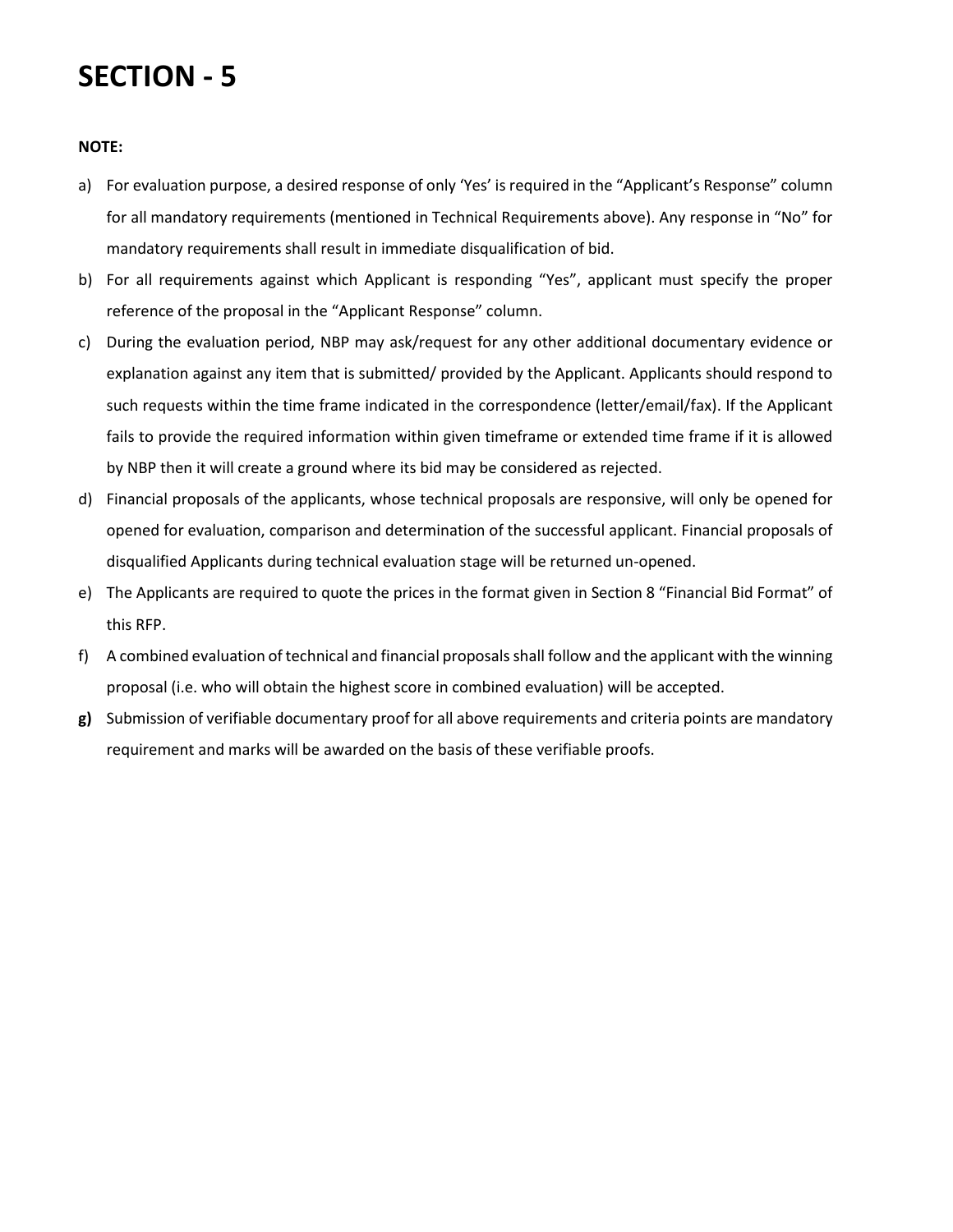# SECTION - 5

**NOTE:**

a) For evaluation purpose, a desired response of only 'Yes' is required in the "Applicant's Response" column for all mandatory requirements (mentioned in Technical Requirements above). Any response in "No" for mandatory requirements shall result in immediate disqualification of bid.

b) For all requirements against which Applicant is responding "Yes", applicant must specify the proper reference of the proposal in the "Applicant Response" column.

c) During the evaluation period, NBP may ask/request for any other additional documentary evidence or explanation against any item that is submitted/ provided by the Applicant. Applicants should respond to such requests within the time frame indicated in the correspondence (letter/email/fax). If the Applicant fails to provide the required information within given timeframe or extended time frame if it is allowed by NBP then it will create a ground where its bid may be considered as rejected.

d) Financial proposals of the applicants, whose technical proposals are responsive, will only be opened for opened for evaluation, comparison and determination of the successful applicant. Financial proposals of disqualified Applicants during technical evaluation stage will be returned un-opened.

e) The Applicants are required to quote the prices in the format given in Section 8 "Financial Bid Format" of this RFP.

f) A combined evaluation of technical and financial proposals shall follow and the applicant with the winning proposal (i.e. who will obtain the highest score in combined evaluation) will be accepted.

**g)** Submission of verifiable documentary proof for all above requirements and criteria points are mandatory requirement and marks will be awarded on the basis of these verifiable proofs.